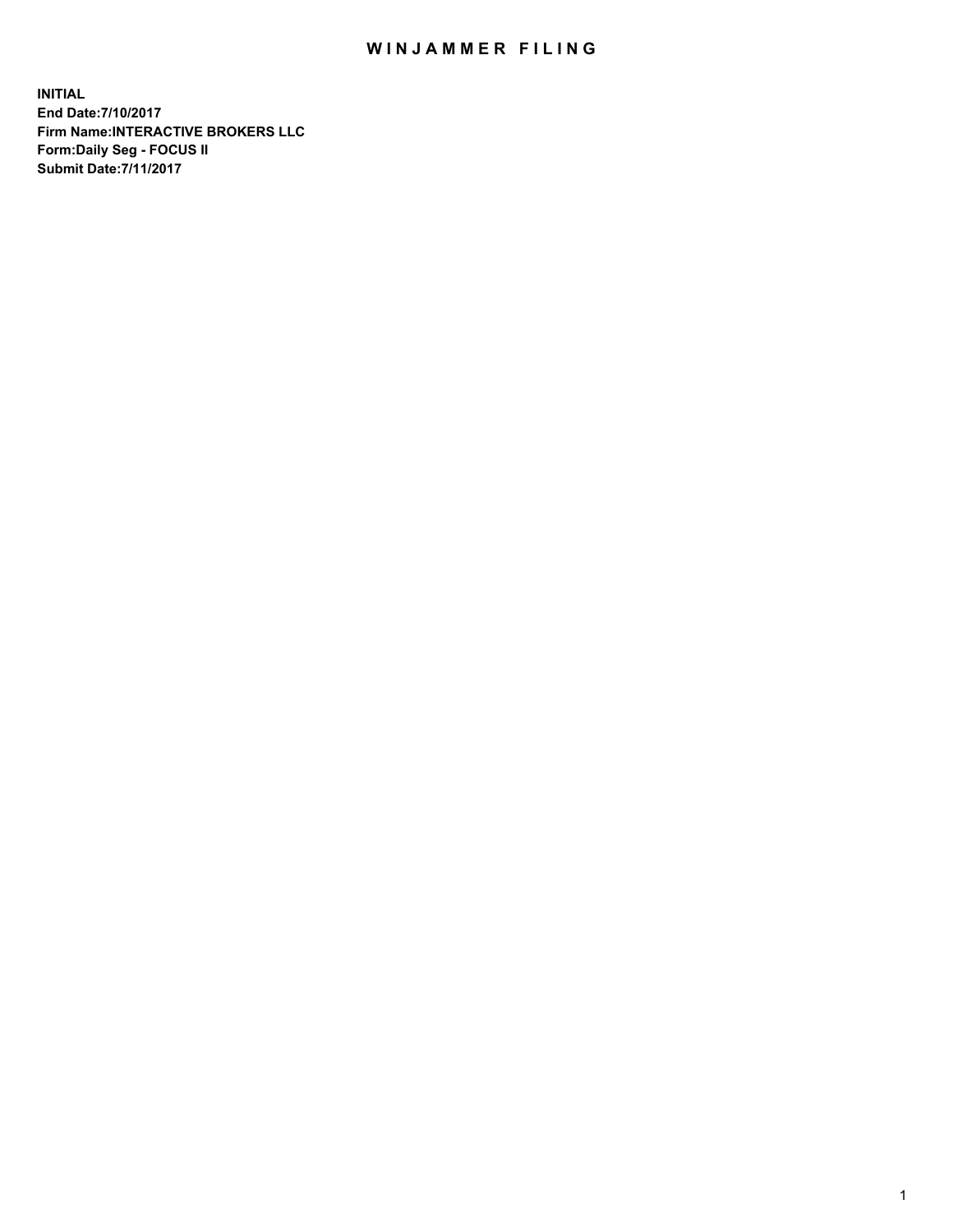# WINJAMMER FILING

**INITIAL**
**End Date:7/10/2017**
**Firm Name:INTERACTIVE BROKERS LLC**
**Form:Daily Seg - FOCUS II**
**Submit Date:7/11/2017**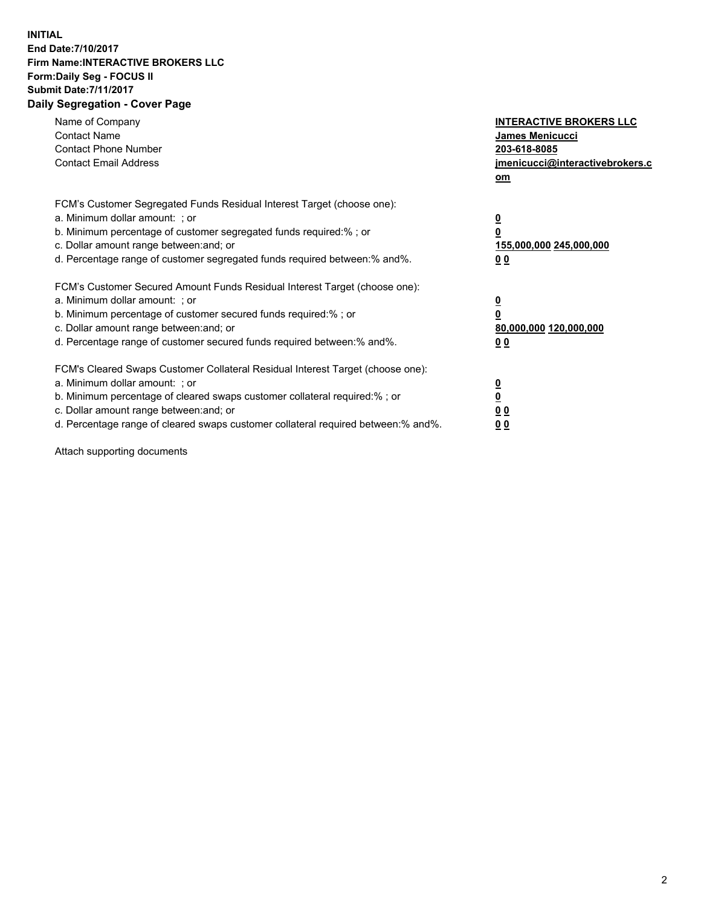**INITIAL**
**End Date:7/10/2017**
**Firm Name:INTERACTIVE BROKERS LLC**
**Form:Daily Seg - FOCUS II**
**Submit Date:7/11/2017**

## Daily Segregation - Cover Page

| | |
|---|---|
| Name of Company | **INTERACTIVE BROKERS LLC** |
| Contact Name | **James Menicucci** |
| Contact Phone Number | **203-618-8085** |
| Contact Email Address | **jmenicucci@interactivebrokers.com** |

FCM's Customer Segregated Funds Residual Interest Target (choose one):

| | |
|---|---|
| a. Minimum dollar amount: ; or | **0** |
| b. Minimum percentage of customer segregated funds required:% ; or | **0** |
| c. Dollar amount range between:and; or | **155,000,000 245,000,000** |
| d. Percentage range of customer segregated funds required between:% and%. | **0 0** |

FCM's Customer Secured Amount Funds Residual Interest Target (choose one):

| | |
|---|---|
| a. Minimum dollar amount: ; or | **0** |
| b. Minimum percentage of customer secured funds required:% ; or | **0** |
| c. Dollar amount range between:and; or | **80,000,000 120,000,000** |
| d. Percentage range of customer secured funds required between:% and%. | **0 0** |

FCM's Cleared Swaps Customer Collateral Residual Interest Target (choose one):

| | |
|---|---|
| a. Minimum dollar amount: ; or | **0** |
| b. Minimum percentage of cleared swaps customer collateral required:% ; or | **0** |
| c. Dollar amount range between:and; or | **0 0** |
| d. Percentage range of cleared swaps customer collateral required between:% and%. | **0 0** |

Attach supporting documents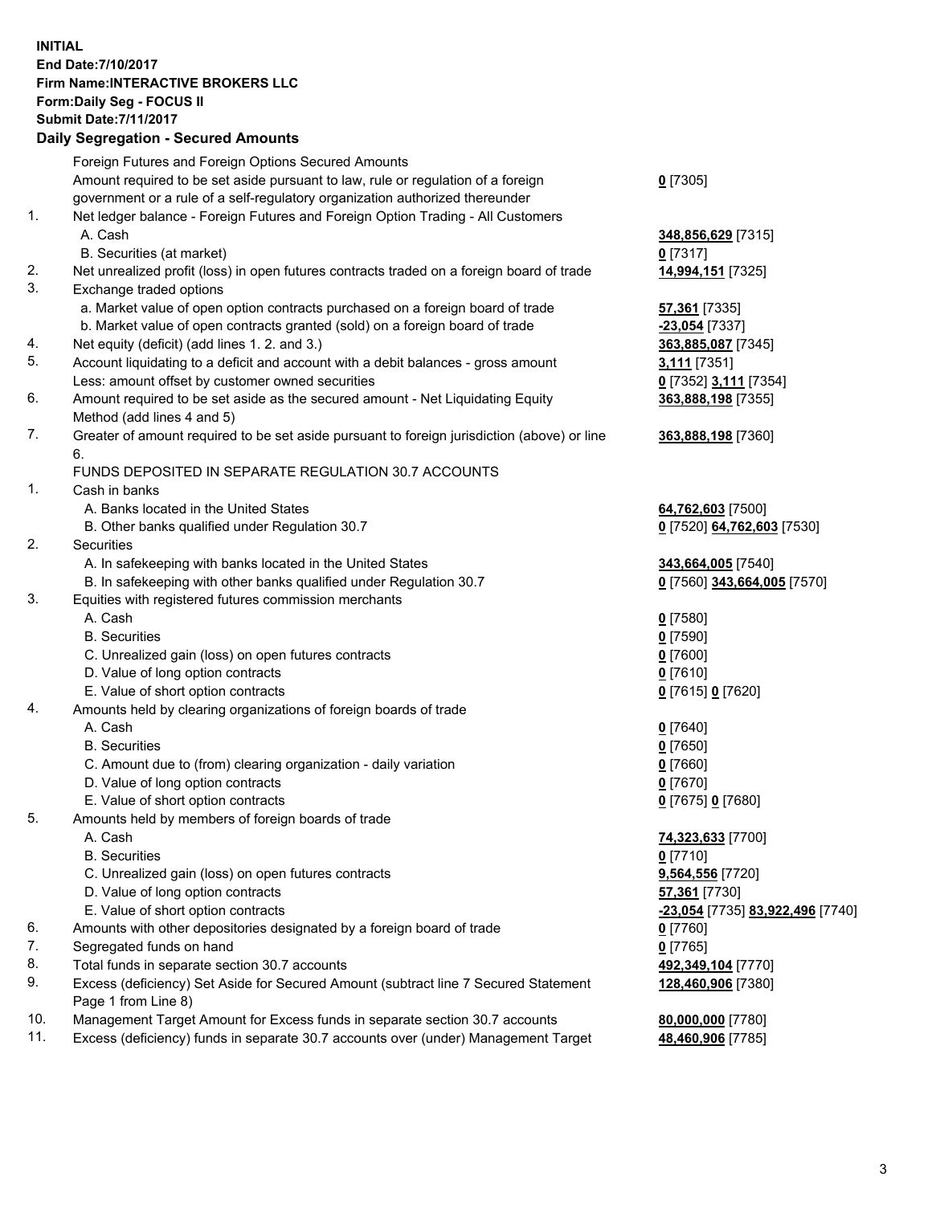**INITIAL**
**End Date:7/10/2017**
**Firm Name:INTERACTIVE BROKERS LLC**
**Form:Daily Seg - FOCUS II**
**Submit Date:7/11/2017**
**Daily Segregation - Secured Amounts**

| | | |
|---|---|---|
| | Foreign Futures and Foreign Options Secured Amounts | |
| | Amount required to be set aside pursuant to law, rule or regulation of a foreign government or a rule of a self-regulatory organization authorized thereunder | **0** [7305] |
| 1. | Net ledger balance - Foreign Futures and Foreign Option Trading - All Customers | |
| | A. Cash | **348,856,629** [7315] |
| | B. Securities (at market) | **0** [7317] |
| 2. | Net unrealized profit (loss) in open futures contracts traded on a foreign board of trade | **14,994,151** [7325] |
| 3. | Exchange traded options | |
| | a. Market value of open option contracts purchased on a foreign board of trade | **57,361** [7335] |
| | b. Market value of open contracts granted (sold) on a foreign board of trade | **-23,054** [7337] |
| 4. | Net equity (deficit) (add lines 1. 2. and 3.) | **363,885,087** [7345] |
| 5. | Account liquidating to a deficit and account with a debit balances - gross amount | **3,111** [7351] |
| | Less: amount offset by customer owned securities | **0** [7352] **3,111** [7354] |
| 6. | Amount required to be set aside as the secured amount - Net Liquidating Equity Method (add lines 4 and 5) | **363,888,198** [7355] |
| 7. | Greater of amount required to be set aside pursuant to foreign jurisdiction (above) or line 6. | **363,888,198** [7360] |
| | FUNDS DEPOSITED IN SEPARATE REGULATION 30.7 ACCOUNTS | |
| 1. | Cash in banks | |
| | A. Banks located in the United States | **64,762,603** [7500] |
| | B. Other banks qualified under Regulation 30.7 | **0** [7520] **64,762,603** [7530] |
| 2. | Securities | |
| | A. In safekeeping with banks located in the United States | **343,664,005** [7540] |
| | B. In safekeeping with other banks qualified under Regulation 30.7 | **0** [7560] **343,664,005** [7570] |
| 3. | Equities with registered futures commission merchants | |
| | A. Cash | **0** [7580] |
| | B. Securities | **0** [7590] |
| | C. Unrealized gain (loss) on open futures contracts | **0** [7600] |
| | D. Value of long option contracts | **0** [7610] |
| | E. Value of short option contracts | **0** [7615] **0** [7620] |
| 4. | Amounts held by clearing organizations of foreign boards of trade | |
| | A. Cash | **0** [7640] |
| | B. Securities | **0** [7650] |
| | C. Amount due to (from) clearing organization - daily variation | **0** [7660] |
| | D. Value of long option contracts | **0** [7670] |
| | E. Value of short option contracts | **0** [7675] **0** [7680] |
| 5. | Amounts held by members of foreign boards of trade | |
| | A. Cash | **74,323,633** [7700] |
| | B. Securities | **0** [7710] |
| | C. Unrealized gain (loss) on open futures contracts | **9,564,556** [7720] |
| | D. Value of long option contracts | **57,361** [7730] |
| | E. Value of short option contracts | **-23,054** [7735] **83,922,496** [7740] |
| 6. | Amounts with other depositories designated by a foreign board of trade | **0** [7760] |
| 7. | Segregated funds on hand | **0** [7765] |
| 8. | Total funds in separate section 30.7 accounts | **492,349,104** [7770] |
| 9. | Excess (deficiency) Set Aside for Secured Amount (subtract line 7 Secured Statement Page 1 from Line 8) | **128,460,906** [7380] |
| 10. | Management Target Amount for Excess funds in separate section 30.7 accounts | **80,000,000** [7780] |
| 11. | Excess (deficiency) funds in separate 30.7 accounts over (under) Management Target | **48,460,906** [7785] |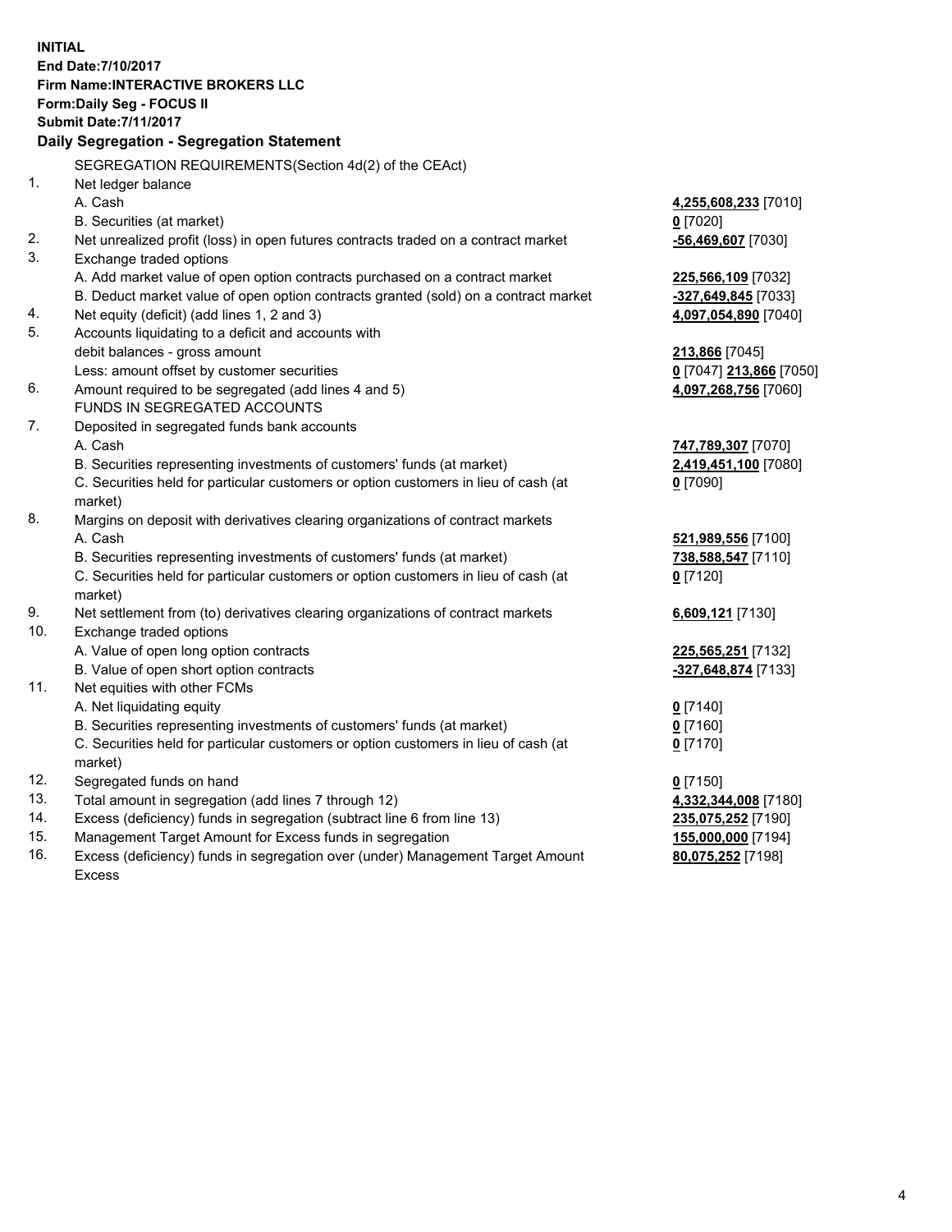**INITIAL**
**End Date:7/10/2017**
**Firm Name:INTERACTIVE BROKERS LLC**
**Form:Daily Seg - FOCUS II**
**Submit Date:7/11/2017**

## Daily Segregation - Segregation Statement

| | | |
|---|---|---|
| | SEGREGATION REQUIREMENTS(Section 4d(2) of the CEAct) | |
| 1. | Net ledger balance | |
| | A. Cash | **4,255,608,233** [7010] |
| | B. Securities (at market) | **0** [7020] |
| 2. | Net unrealized profit (loss) in open futures contracts traded on a contract market | **-56,469,607** [7030] |
| 3. | Exchange traded options | |
| | A. Add market value of open option contracts purchased on a contract market | **225,566,109** [7032] |
| | B. Deduct market value of open option contracts granted (sold) on a contract market | **-327,649,845** [7033] |
| 4. | Net equity (deficit) (add lines 1, 2 and 3) | **4,097,054,890** [7040] |
| 5. | Accounts liquidating to a deficit and accounts with | |
| | debit balances - gross amount | **213,866** [7045] |
| | Less: amount offset by customer securities | **0** [7047] **213,866** [7050] |
| 6. | Amount required to be segregated (add lines 4 and 5) | **4,097,268,756** [7060] |
| | FUNDS IN SEGREGATED ACCOUNTS | |
| 7. | Deposited in segregated funds bank accounts | |
| | A. Cash | **747,789,307** [7070] |
| | B. Securities representing investments of customers' funds (at market) | **2,419,451,100** [7080] |
| | C. Securities held for particular customers or option customers in lieu of cash (at market) | **0** [7090] |
| 8. | Margins on deposit with derivatives clearing organizations of contract markets | |
| | A. Cash | **521,989,556** [7100] |
| | B. Securities representing investments of customers' funds (at market) | **738,588,547** [7110] |
| | C. Securities held for particular customers or option customers in lieu of cash (at market) | **0** [7120] |
| 9. | Net settlement from (to) derivatives clearing organizations of contract markets | **6,609,121** [7130] |
| 10. | Exchange traded options | |
| | A. Value of open long option contracts | **225,565,251** [7132] |
| | B. Value of open short option contracts | **-327,648,874** [7133] |
| 11. | Net equities with other FCMs | |
| | A. Net liquidating equity | **0** [7140] |
| | B. Securities representing investments of customers' funds (at market) | **0** [7160] |
| | C. Securities held for particular customers or option customers in lieu of cash (at market) | **0** [7170] |
| 12. | Segregated funds on hand | **0** [7150] |
| 13. | Total amount in segregation (add lines 7 through 12) | **4,332,344,008** [7180] |
| 14. | Excess (deficiency) funds in segregation (subtract line 6 from line 13) | **235,075,252** [7190] |
| 15. | Management Target Amount for Excess funds in segregation | **155,000,000** [7194] |
| 16. | Excess (deficiency) funds in segregation over (under) Management Target Amount Excess | **80,075,252** [7198] |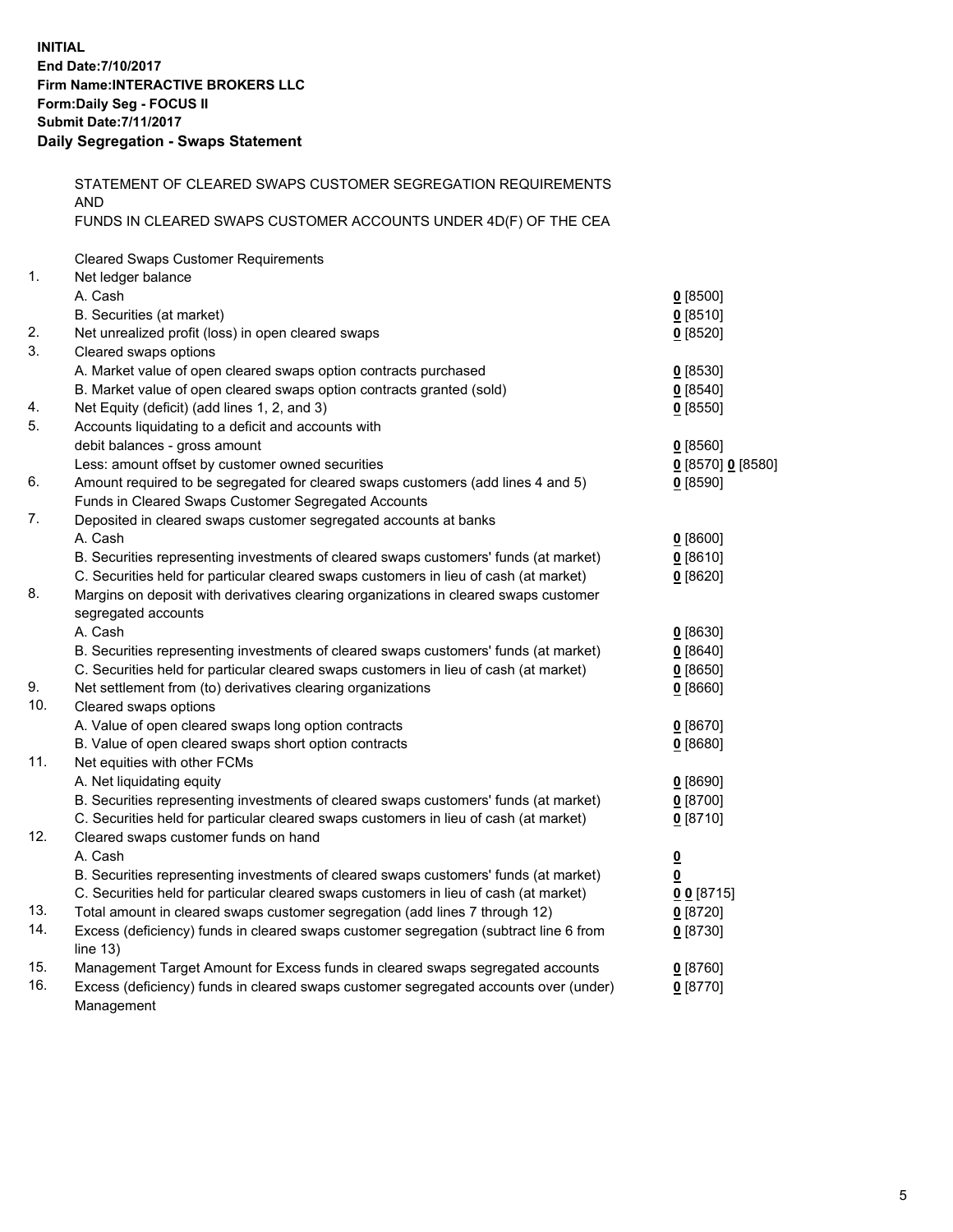**INITIAL**
**End Date:7/10/2017**
**Firm Name:INTERACTIVE BROKERS LLC**
**Form:Daily Seg - FOCUS II**
**Submit Date:7/11/2017**
**Daily Segregation - Swaps Statement**

STATEMENT OF CLEARED SWAPS CUSTOMER SEGREGATION REQUIREMENTS AND FUNDS IN CLEARED SWAPS CUSTOMER ACCOUNTS UNDER 4D(F) OF THE CEA

| | | |
|---|---|---|
| | Cleared Swaps Customer Requirements | |
| 1. | Net ledger balance | |
| | A. Cash | 0 [8500] |
| | B. Securities (at market) | 0 [8510] |
| 2. | Net unrealized profit (loss) in open cleared swaps | 0 [8520] |
| 3. | Cleared swaps options | |
| | A. Market value of open cleared swaps option contracts purchased | 0 [8530] |
| | B. Market value of open cleared swaps option contracts granted (sold) | 0 [8540] |
| 4. | Net Equity (deficit) (add lines 1, 2, and 3) | 0 [8550] |
| 5. | Accounts liquidating to a deficit and accounts with debit balances - gross amount | 0 [8560] |
| | Less: amount offset by customer owned securities | 0 [8570] 0 [8580] |
| 6. | Amount required to be segregated for cleared swaps customers (add lines 4 and 5) | 0 [8590] |
| | Funds in Cleared Swaps Customer Segregated Accounts | |
| 7. | Deposited in cleared swaps customer segregated accounts at banks | |
| | A. Cash | 0 [8600] |
| | B. Securities representing investments of cleared swaps customers' funds (at market) | 0 [8610] |
| | C. Securities held for particular cleared swaps customers in lieu of cash (at market) | 0 [8620] |
| 8. | Margins on deposit with derivatives clearing organizations in cleared swaps customer segregated accounts | |
| | A. Cash | 0 [8630] |
| | B. Securities representing investments of cleared swaps customers' funds (at market) | 0 [8640] |
| | C. Securities held for particular cleared swaps customers in lieu of cash (at market) | 0 [8650] |
| 9. | Net settlement from (to) derivatives clearing organizations | 0 [8660] |
| 10. | Cleared swaps options | |
| | A. Value of open cleared swaps long option contracts | 0 [8670] |
| | B. Value of open cleared swaps short option contracts | 0 [8680] |
| 11. | Net equities with other FCMs | |
| | A. Net liquidating equity | 0 [8690] |
| | B. Securities representing investments of cleared swaps customers' funds (at market) | 0 [8700] |
| | C. Securities held for particular cleared swaps customers in lieu of cash (at market) | 0 [8710] |
| 12. | Cleared swaps customer funds on hand | |
| | A. Cash | 0 |
| | B. Securities representing investments of cleared swaps customers' funds (at market) | 0 |
| | C. Securities held for particular cleared swaps customers in lieu of cash (at market) | 0 0 [8715] |
| 13. | Total amount in cleared swaps customer segregation (add lines 7 through 12) | 0 [8720] |
| 14. | Excess (deficiency) funds in cleared swaps customer segregation (subtract line 6 from line 13) | 0 [8730] |
| 15. | Management Target Amount for Excess funds in cleared swaps segregated accounts | 0 [8760] |
| 16. | Excess (deficiency) funds in cleared swaps customer segregated accounts over (under) Management | 0 [8770] |